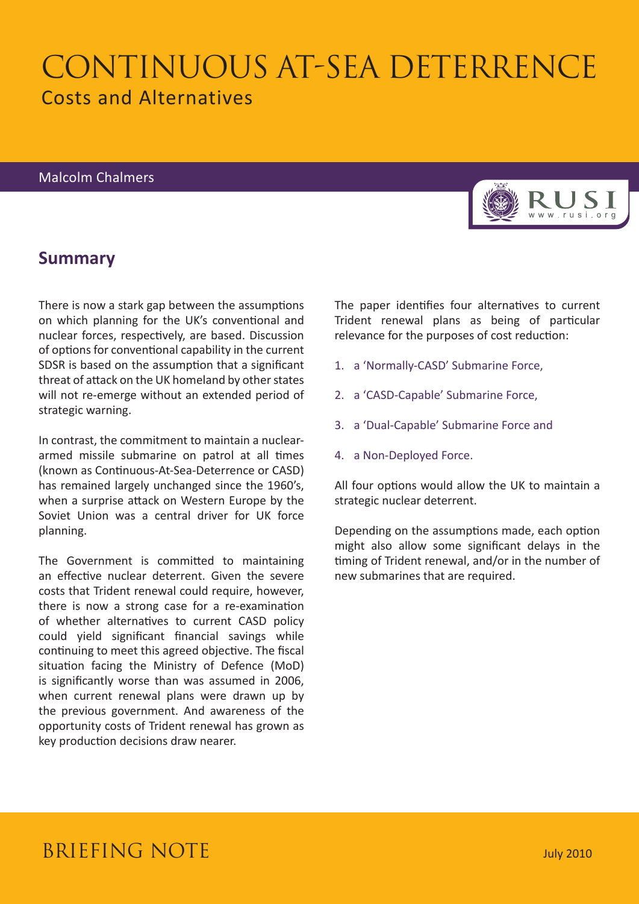# CONTINUOUS AT-SEA DETERRENCE

## Costs and Alternatives

Malcolm Chalmers

## Summary

There is now a stark gap between the assumptions on which planning for the UK's conventional and nuclear forces, respectively, are based. Discussion of options for conventional capability in the current SDSR is based on the assumption that a significant threat of attack on the UK homeland by other states will not re-emerge without an extended period of strategic warning.

In contrast, the commitment to maintain a nuclear-armed missile submarine on patrol at all times (known as Continuous-At-Sea-Deterrence or CASD) has remained largely unchanged since the 1960's, when a surprise attack on Western Europe by the Soviet Union was a central driver for UK force planning.

The Government is committed to maintaining an effective nuclear deterrent. Given the severe costs that Trident renewal could require, however, there is now a strong case for a re-examination of whether alternatives to current CASD policy could yield significant financial savings while continuing to meet this agreed objective. The fiscal situation facing the Ministry of Defence (MoD) is significantly worse than was assumed in 2006, when current renewal plans were drawn up by the previous government. And awareness of the opportunity costs of Trident renewal has grown as key production decisions draw nearer.

The paper identifies four alternatives to current Trident renewal plans as being of particular relevance for the purposes of cost reduction:

1. a 'Normally-CASD' Submarine Force,
2. a 'CASD-Capable' Submarine Force,
3. a 'Dual-Capable' Submarine Force and
4. a Non-Deployed Force.

All four options would allow the UK to maintain a strategic nuclear deterrent.

Depending on the assumptions made, each option might also allow some significant delays in the timing of Trident renewal, and/or in the number of new submarines that are required.

BRIEFING NOTE

July 2010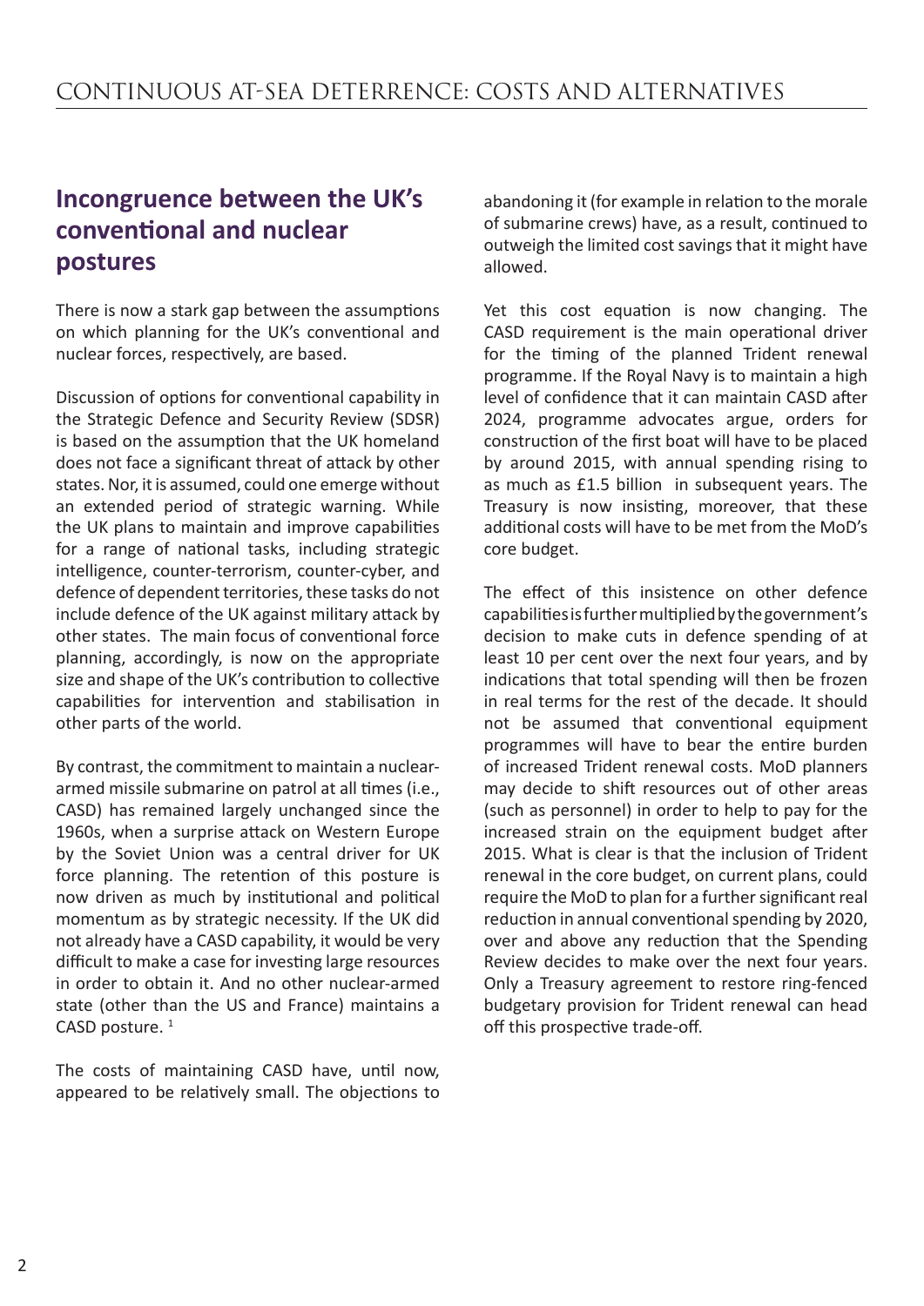## Incongruence between the UK's conventional and nuclear postures

There is now a stark gap between the assumptions on which planning for the UK's conventional and nuclear forces, respectively, are based.

Discussion of options for conventional capability in the Strategic Defence and Security Review (SDSR) is based on the assumption that the UK homeland does not face a significant threat of attack by other states. Nor, it is assumed, could one emerge without an extended period of strategic warning. While the UK plans to maintain and improve capabilities for a range of national tasks, including strategic intelligence, counter-terrorism, counter-cyber, and defence of dependent territories, these tasks do not include defence of the UK against military attack by other states. The main focus of conventional force planning, accordingly, is now on the appropriate size and shape of the UK's contribution to collective capabilities for intervention and stabilisation in other parts of the world.

By contrast, the commitment to maintain a nuclear-armed missile submarine on patrol at all times (i.e., CASD) has remained largely unchanged since the 1960s, when a surprise attack on Western Europe by the Soviet Union was a central driver for UK force planning. The retention of this posture is now driven as much by institutional and political momentum as by strategic necessity. If the UK did not already have a CASD capability, it would be very difficult to make a case for investing large resources in order to obtain it. And no other nuclear-armed state (other than the US and France) maintains a CASD posture. [1]

The costs of maintaining CASD have, until now, appeared to be relatively small. The objections to abandoning it (for example in relation to the morale of submarine crews) have, as a result, continued to outweigh the limited cost savings that it might have allowed.

Yet this cost equation is now changing. The CASD requirement is the main operational driver for the timing of the planned Trident renewal programme. If the Royal Navy is to maintain a high level of confidence that it can maintain CASD after 2024, programme advocates argue, orders for construction of the first boat will have to be placed by around 2015, with annual spending rising to as much as £1.5 billion in subsequent years. The Treasury is now insisting, moreover, that these additional costs will have to be met from the MoD's core budget.

The effect of this insistence on other defence capabilities is further multiplied by the government's decision to make cuts in defence spending of at least 10 per cent over the next four years, and by indications that total spending will then be frozen in real terms for the rest of the decade. It should not be assumed that conventional equipment programmes will have to bear the entire burden of increased Trident renewal costs. MoD planners may decide to shift resources out of other areas (such as personnel) in order to help to pay for the increased strain on the equipment budget after 2015. What is clear is that the inclusion of Trident renewal in the core budget, on current plans, could require the MoD to plan for a further significant real reduction in annual conventional spending by 2020, over and above any reduction that the Spending Review decides to make over the next four years. Only a Treasury agreement to restore ring-fenced budgetary provision for Trident renewal can head off this prospective trade-off.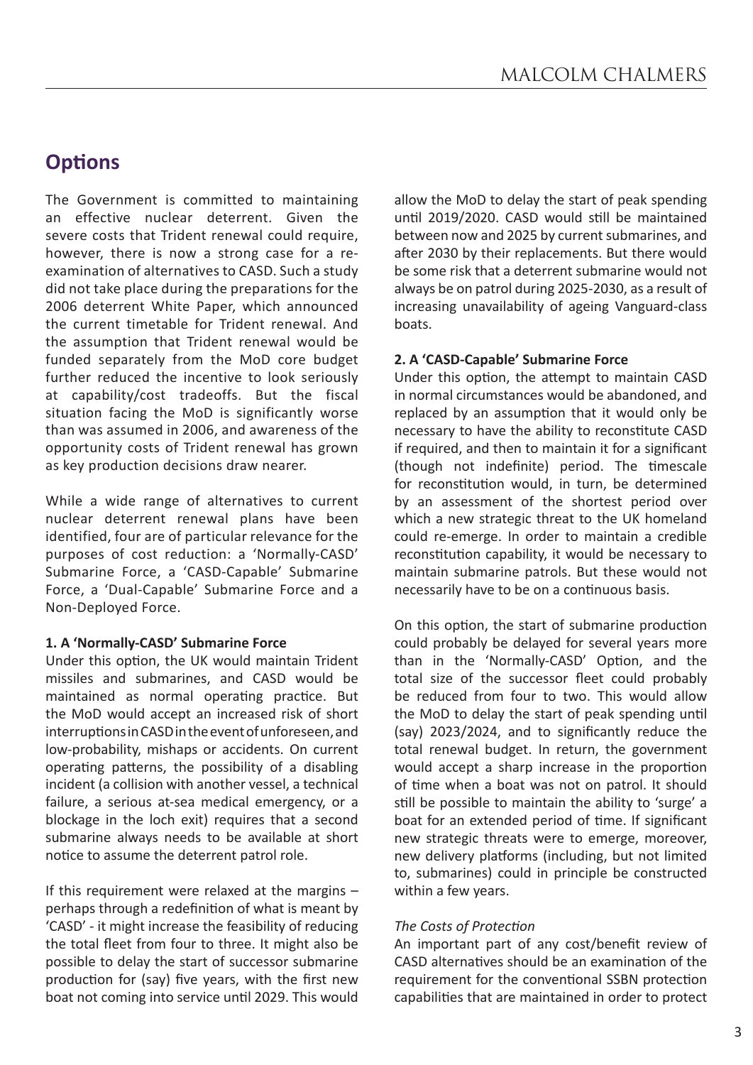## Options

The Government is committed to maintaining an effective nuclear deterrent. Given the severe costs that Trident renewal could require, however, there is now a strong case for a re-examination of alternatives to CASD. Such a study did not take place during the preparations for the 2006 deterrent White Paper, which announced the current timetable for Trident renewal. And the assumption that Trident renewal would be funded separately from the MoD core budget further reduced the incentive to look seriously at capability/cost tradeoffs. But the fiscal situation facing the MoD is significantly worse than was assumed in 2006, and awareness of the opportunity costs of Trident renewal has grown as key production decisions draw nearer.

While a wide range of alternatives to current nuclear deterrent renewal plans have been identified, four are of particular relevance for the purposes of cost reduction: a 'Normally-CASD' Submarine Force, a 'CASD-Capable' Submarine Force, a 'Dual-Capable' Submarine Force and a Non-Deployed Force.

**1. A 'Normally-CASD' Submarine Force**

Under this option, the UK would maintain Trident missiles and submarines, and CASD would be maintained as normal operating practice. But the MoD would accept an increased risk of short interruptions in CASD in the event of unforeseen, and low-probability, mishaps or accidents. On current operating patterns, the possibility of a disabling incident (a collision with another vessel, a technical failure, a serious at-sea medical emergency, or a blockage in the loch exit) requires that a second submarine always needs to be available at short notice to assume the deterrent patrol role.

If this requirement were relaxed at the margins – perhaps through a redefinition of what is meant by 'CASD' - it might increase the feasibility of reducing the total fleet from four to three. It might also be possible to delay the start of successor submarine production for (say) five years, with the first new boat not coming into service until 2029. This would allow the MoD to delay the start of peak spending until 2019/2020. CASD would still be maintained between now and 2025 by current submarines, and after 2030 by their replacements. But there would be some risk that a deterrent submarine would not always be on patrol during 2025-2030, as a result of increasing unavailability of ageing Vanguard-class boats.

**2. A 'CASD-Capable' Submarine Force**

Under this option, the attempt to maintain CASD in normal circumstances would be abandoned, and replaced by an assumption that it would only be necessary to have the ability to reconstitute CASD if required, and then to maintain it for a significant (though not indefinite) period. The timescale for reconstitution would, in turn, be determined by an assessment of the shortest period over which a new strategic threat to the UK homeland could re-emerge. In order to maintain a credible reconstitution capability, it would be necessary to maintain submarine patrols. But these would not necessarily have to be on a continuous basis.

On this option, the start of submarine production could probably be delayed for several years more than in the 'Normally-CASD' Option, and the total size of the successor fleet could probably be reduced from four to two. This would allow the MoD to delay the start of peak spending until (say) 2023/2024, and to significantly reduce the total renewal budget. In return, the government would accept a sharp increase in the proportion of time when a boat was not on patrol. It should still be possible to maintain the ability to 'surge' a boat for an extended period of time. If significant new strategic threats were to emerge, moreover, new delivery platforms (including, but not limited to, submarines) could in principle be constructed within a few years.

*The Costs of Protection*

An important part of any cost/benefit review of CASD alternatives should be an examination of the requirement for the conventional SSBN protection capabilities that are maintained in order to protect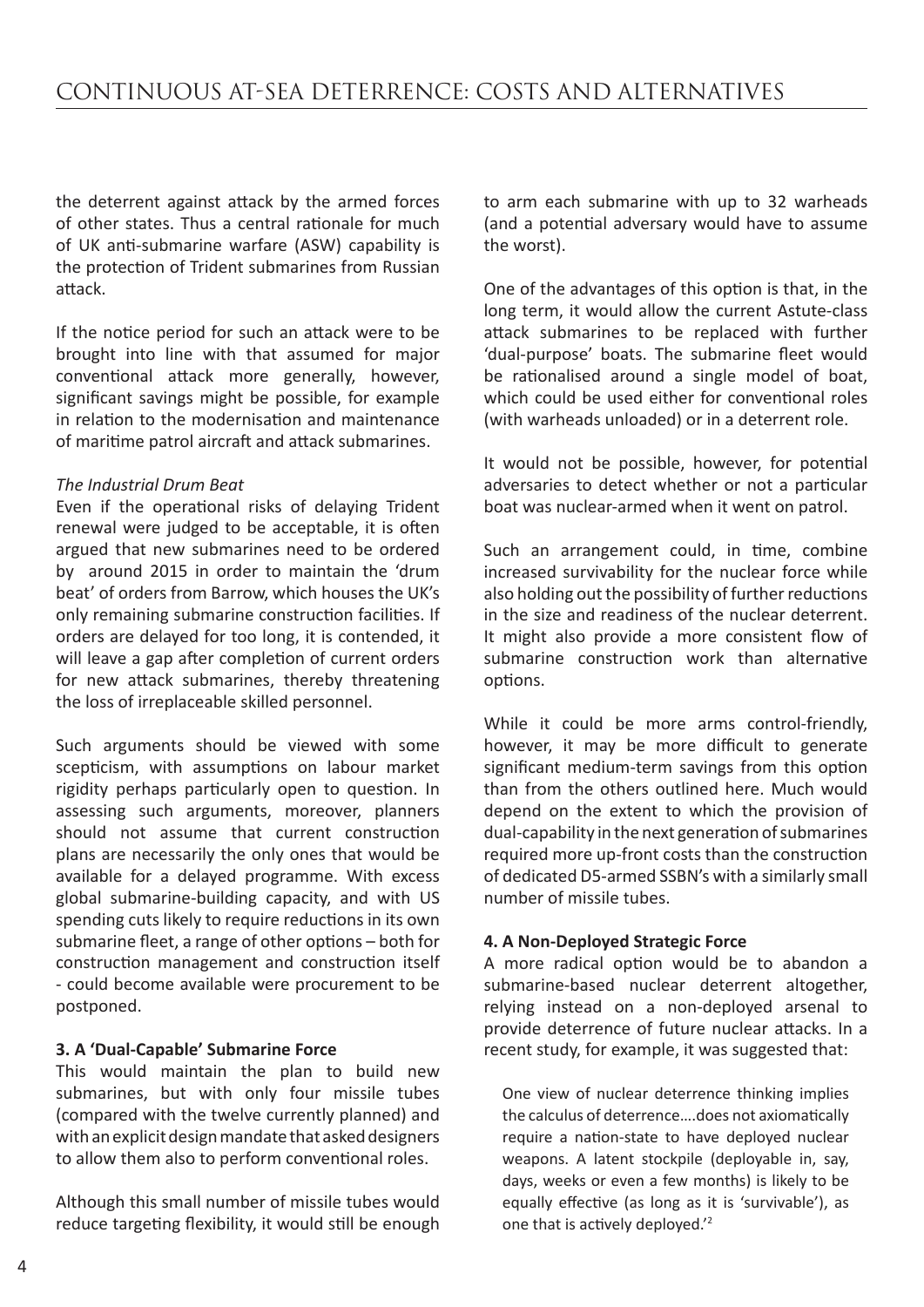the deterrent against attack by the armed forces of other states. Thus a central rationale for much of UK anti-submarine warfare (ASW) capability is the protection of Trident submarines from Russian attack.

If the notice period for such an attack were to be brought into line with that assumed for major conventional attack more generally, however, significant savings might be possible, for example in relation to the modernisation and maintenance of maritime patrol aircraft and attack submarines.

*The Industrial Drum Beat*

Even if the operational risks of delaying Trident renewal were judged to be acceptable, it is often argued that new submarines need to be ordered by around 2015 in order to maintain the 'drum beat' of orders from Barrow, which houses the UK's only remaining submarine construction facilities. If orders are delayed for too long, it is contended, it will leave a gap after completion of current orders for new attack submarines, thereby threatening the loss of irreplaceable skilled personnel.

Such arguments should be viewed with some scepticism, with assumptions on labour market rigidity perhaps particularly open to question. In assessing such arguments, moreover, planners should not assume that current construction plans are necessarily the only ones that would be available for a delayed programme. With excess global submarine-building capacity, and with US spending cuts likely to require reductions in its own submarine fleet, a range of other options – both for construction management and construction itself - could become available were procurement to be postponed.

**3. A 'Dual-Capable' Submarine Force**

This would maintain the plan to build new submarines, but with only four missile tubes (compared with the twelve currently planned) and with an explicit design mandate that asked designers to allow them also to perform conventional roles.

Although this small number of missile tubes would reduce targeting flexibility, it would still be enough to arm each submarine with up to 32 warheads (and a potential adversary would have to assume the worst).

One of the advantages of this option is that, in the long term, it would allow the current Astute-class attack submarines to be replaced with further 'dual-purpose' boats. The submarine fleet would be rationalised around a single model of boat, which could be used either for conventional roles (with warheads unloaded) or in a deterrent role.

It would not be possible, however, for potential adversaries to detect whether or not a particular boat was nuclear-armed when it went on patrol.

Such an arrangement could, in time, combine increased survivability for the nuclear force while also holding out the possibility of further reductions in the size and readiness of the nuclear deterrent. It might also provide a more consistent flow of submarine construction work than alternative options.

While it could be more arms control-friendly, however, it may be more difficult to generate significant medium-term savings from this option than from the others outlined here. Much would depend on the extent to which the provision of dual-capability in the next generation of submarines required more up-front costs than the construction of dedicated D5-armed SSBN's with a similarly small number of missile tubes.

**4. A Non-Deployed Strategic Force**

A more radical option would be to abandon a submarine-based nuclear deterrent altogether, relying instead on a non-deployed arsenal to provide deterrence of future nuclear attacks. In a recent study, for example, it was suggested that:

> One view of nuclear deterrence thinking implies the calculus of deterrence….does not axiomatically require a nation-state to have deployed nuclear weapons. A latent stockpile (deployable in, say, days, weeks or even a few months) is likely to be equally effective (as long as it is 'survivable'), as one that is actively deployed.'[2]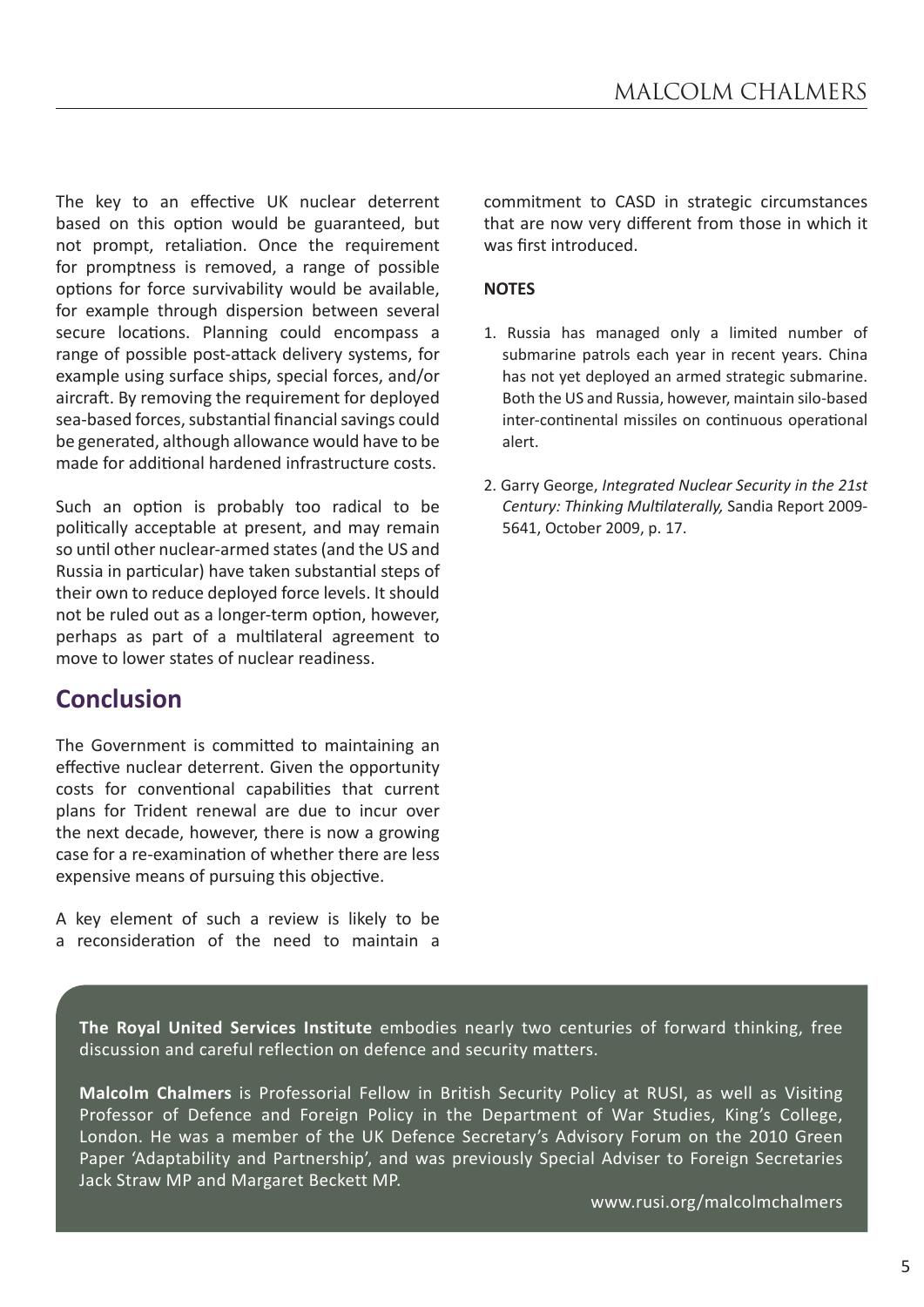The key to an effective UK nuclear deterrent based on this option would be guaranteed, but not prompt, retaliation. Once the requirement for promptness is removed, a range of possible options for force survivability would be available, for example through dispersion between several secure locations. Planning could encompass a range of possible post-attack delivery systems, for example using surface ships, special forces, and/or aircraft. By removing the requirement for deployed sea-based forces, substantial financial savings could be generated, although allowance would have to be made for additional hardened infrastructure costs.

Such an option is probably too radical to be politically acceptable at present, and may remain so until other nuclear-armed states (and the US and Russia in particular) have taken substantial steps of their own to reduce deployed force levels. It should not be ruled out as a longer-term option, however, perhaps as part of a multilateral agreement to move to lower states of nuclear readiness.

## Conclusion

The Government is committed to maintaining an effective nuclear deterrent. Given the opportunity costs for conventional capabilities that current plans for Trident renewal are due to incur over the next decade, however, there is now a growing case for a re-examination of whether there are less expensive means of pursuing this objective.

A key element of such a review is likely to be a reconsideration of the need to maintain a commitment to CASD in strategic circumstances that are now very different from those in which it was first introduced.

**NOTES**

1. Russia has managed only a limited number of submarine patrols each year in recent years. China has not yet deployed an armed strategic submarine. Both the US and Russia, however, maintain silo-based inter-continental missiles on continuous operational alert.

2. Garry George, *Integrated Nuclear Security in the 21st Century: Thinking Multilaterally,* Sandia Report 2009-5641, October 2009, p. 17.

**The Royal United Services Institute** embodies nearly two centuries of forward thinking, free discussion and careful reflection on defence and security matters.

**Malcolm Chalmers** is Professorial Fellow in British Security Policy at RUSI, as well as Visiting Professor of Defence and Foreign Policy in the Department of War Studies, King's College, London. He was a member of the UK Defence Secretary's Advisory Forum on the 2010 Green Paper 'Adaptability and Partnership', and was previously Special Adviser to Foreign Secretaries Jack Straw MP and Margaret Beckett MP.

www.rusi.org/malcolmchalmers